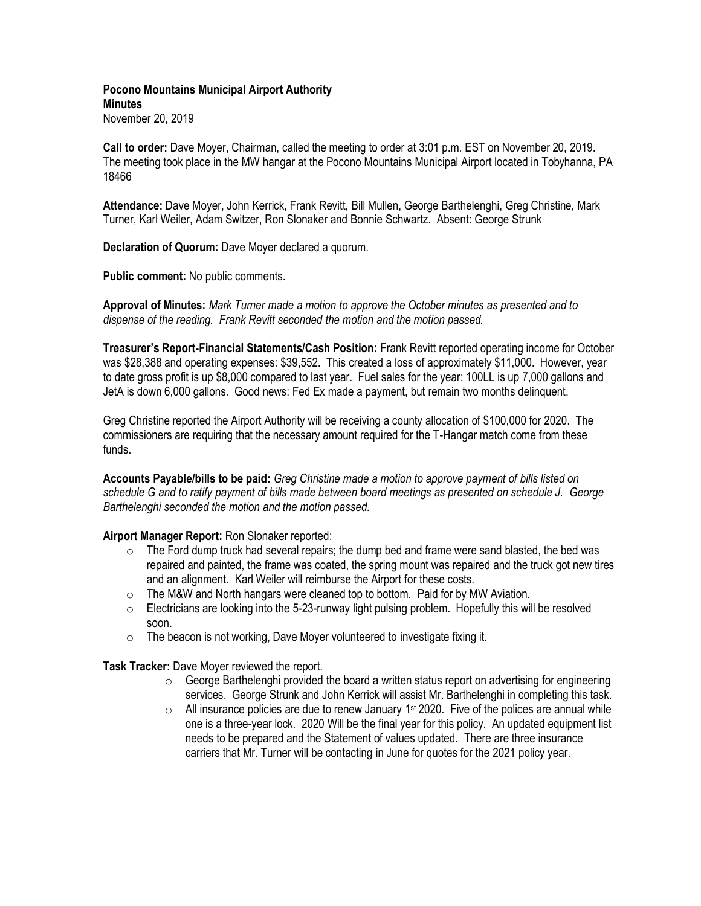**Pocono Mountains Municipal Airport Authority**
**Minutes**
November 20, 2019

**Call to order:** Dave Moyer, Chairman, called the meeting to order at 3:01 p.m. EST on November 20, 2019. The meeting took place in the MW hangar at the Pocono Mountains Municipal Airport located in Tobyhanna, PA 18466

**Attendance:** Dave Moyer, John Kerrick, Frank Revitt, Bill Mullen, George Barthelenghi, Greg Christine, Mark Turner, Karl Weiler, Adam Switzer, Ron Slonaker and Bonnie Schwartz. Absent: George Strunk

**Declaration of Quorum:** Dave Moyer declared a quorum.

**Public comment:** No public comments.

**Approval of Minutes:** *Mark Turner made a motion to approve the October minutes as presented and to dispense of the reading. Frank Revitt seconded the motion and the motion passed.*

**Treasurer's Report-Financial Statements/Cash Position:** Frank Revitt reported operating income for October was $28,388 and operating expenses: $39,552. This created a loss of approximately $11,000. However, year to date gross profit is up $8,000 compared to last year. Fuel sales for the year: 100LL is up 7,000 gallons and JetA is down 6,000 gallons. Good news: Fed Ex made a payment, but remain two months delinquent.

Greg Christine reported the Airport Authority will be receiving a county allocation of $100,000 for 2020. The commissioners are requiring that the necessary amount required for the T-Hangar match come from these funds.

**Accounts Payable/bills to be paid:** *Greg Christine made a motion to approve payment of bills listed on schedule G and to ratify payment of bills made between board meetings as presented on schedule J. George Barthelenghi seconded the motion and the motion passed.*

**Airport Manager Report:** Ron Slonaker reported:

- The Ford dump truck had several repairs; the dump bed and frame were sand blasted, the bed was repaired and painted, the frame was coated, the spring mount was repaired and the truck got new tires and an alignment. Karl Weiler will reimburse the Airport for these costs.
- The M&W and North hangars were cleaned top to bottom. Paid for by MW Aviation.
- Electricians are looking into the 5-23-runway light pulsing problem. Hopefully this will be resolved soon.
- The beacon is not working, Dave Moyer volunteered to investigate fixing it.

**Task Tracker:** Dave Moyer reviewed the report.

- George Barthelenghi provided the board a written status report on advertising for engineering services. George Strunk and John Kerrick will assist Mr. Barthelenghi in completing this task.
- All insurance policies are due to renew January 1st 2020. Five of the polices are annual while one is a three-year lock. 2020 Will be the final year for this policy. An updated equipment list needs to be prepared and the Statement of values updated. There are three insurance carriers that Mr. Turner will be contacting in June for quotes for the 2021 policy year.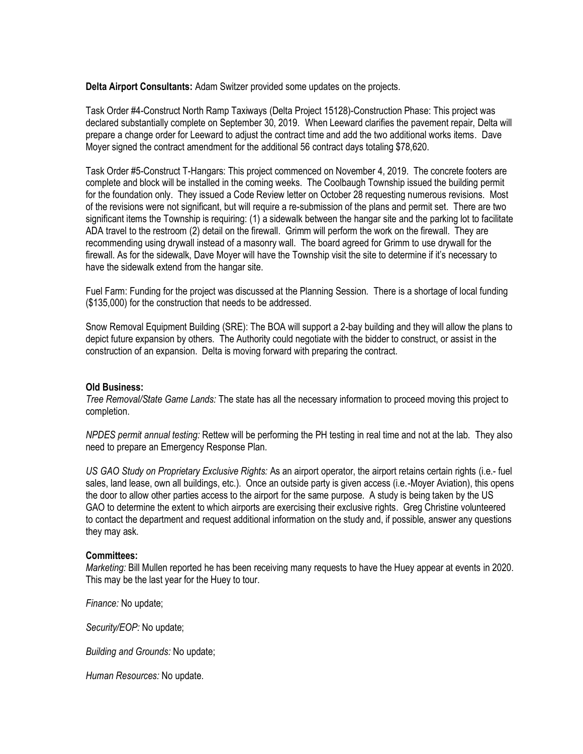**Delta Airport Consultants:** Adam Switzer provided some updates on the projects.

Task Order #4-Construct North Ramp Taxiways (Delta Project 15128)-Construction Phase: This project was declared substantially complete on September 30, 2019. When Leeward clarifies the pavement repair, Delta will prepare a change order for Leeward to adjust the contract time and add the two additional works items. Dave Moyer signed the contract amendment for the additional 56 contract days totaling $78,620.

Task Order #5-Construct T-Hangars: This project commenced on November 4, 2019. The concrete footers are complete and block will be installed in the coming weeks. The Coolbaugh Township issued the building permit for the foundation only. They issued a Code Review letter on October 28 requesting numerous revisions. Most of the revisions were not significant, but will require a re-submission of the plans and permit set. There are two significant items the Township is requiring: (1) a sidewalk between the hangar site and the parking lot to facilitate ADA travel to the restroom (2) detail on the firewall. Grimm will perform the work on the firewall. They are recommending using drywall instead of a masonry wall. The board agreed for Grimm to use drywall for the firewall. As for the sidewalk, Dave Moyer will have the Township visit the site to determine if it's necessary to have the sidewalk extend from the hangar site.

Fuel Farm: Funding for the project was discussed at the Planning Session. There is a shortage of local funding ($135,000) for the construction that needs to be addressed.

Snow Removal Equipment Building (SRE): The BOA will support a 2-bay building and they will allow the plans to depict future expansion by others. The Authority could negotiate with the bidder to construct, or assist in the construction of an expansion. Delta is moving forward with preparing the contract.

**Old Business:**

*Tree Removal/State Game Lands:* The state has all the necessary information to proceed moving this project to completion.

*NPDES permit annual testing:* Rettew will be performing the PH testing in real time and not at the lab. They also need to prepare an Emergency Response Plan.

*US GAO Study on Proprietary Exclusive Rights:* As an airport operator, the airport retains certain rights (i.e.- fuel sales, land lease, own all buildings, etc.). Once an outside party is given access (i.e.-Moyer Aviation), this opens the door to allow other parties access to the airport for the same purpose. A study is being taken by the US GAO to determine the extent to which airports are exercising their exclusive rights. Greg Christine volunteered to contact the department and request additional information on the study and, if possible, answer any questions they may ask.

**Committees:**

*Marketing:* Bill Mullen reported he has been receiving many requests to have the Huey appear at events in 2020. This may be the last year for the Huey to tour.

*Finance:* No update;

*Security/EOP:* No update;

*Building and Grounds:* No update;

*Human Resources:* No update.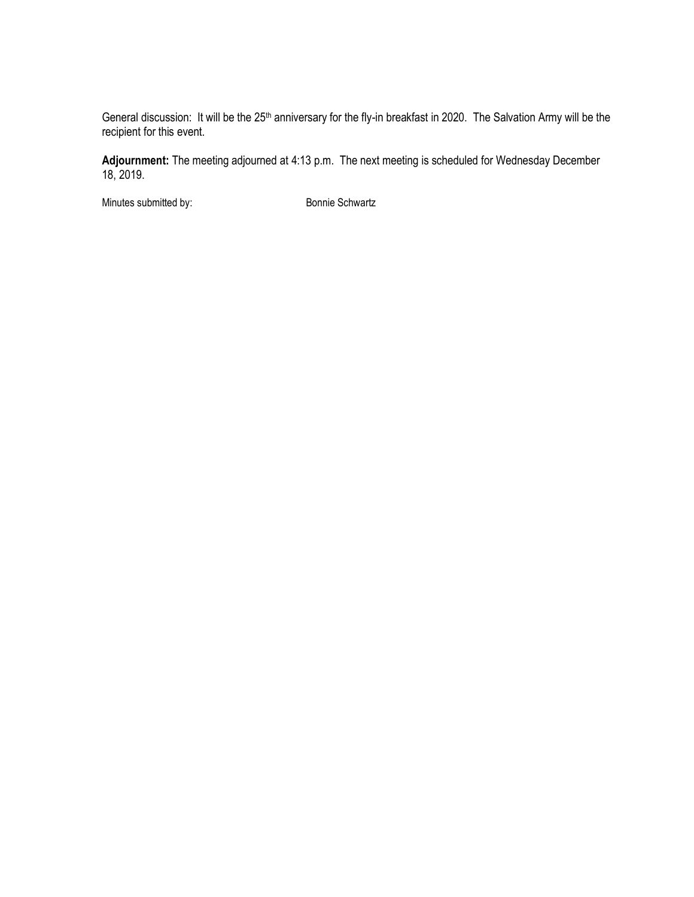General discussion: It will be the 25th anniversary for the fly-in breakfast in 2020. The Salvation Army will be the recipient for this event.

**Adjournment:** The meeting adjourned at 4:13 p.m. The next meeting is scheduled for Wednesday December 18, 2019.

Minutes submitted by: Bonnie Schwartz